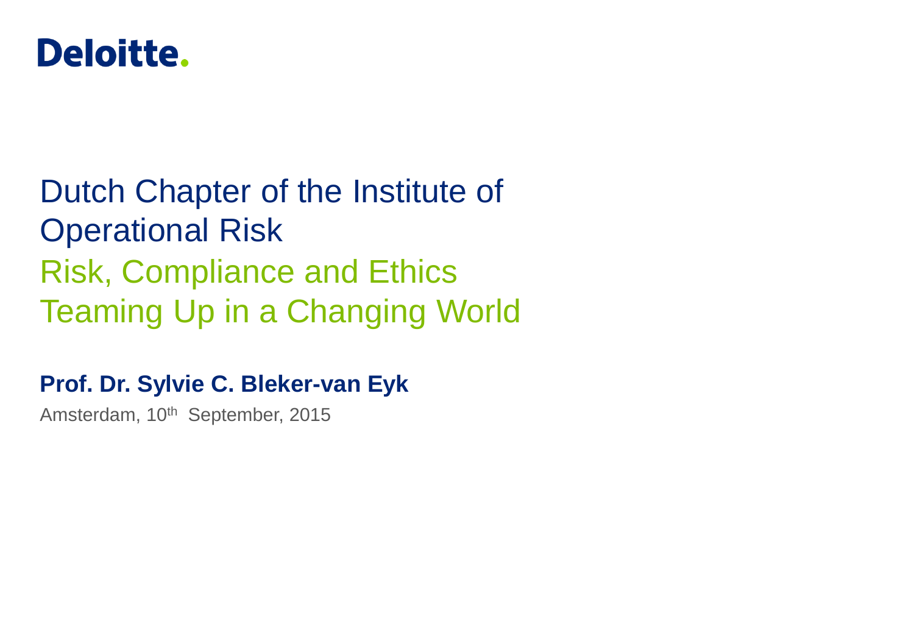Deloitte.

# Dutch Chapter of the Institute of Operational Risk

## Risk, Compliance and Ethics Teaming Up in a Changing World

**Prof. Dr. Sylvie C. Bleker-van Eyk**

Amsterdam, 10th September, 2015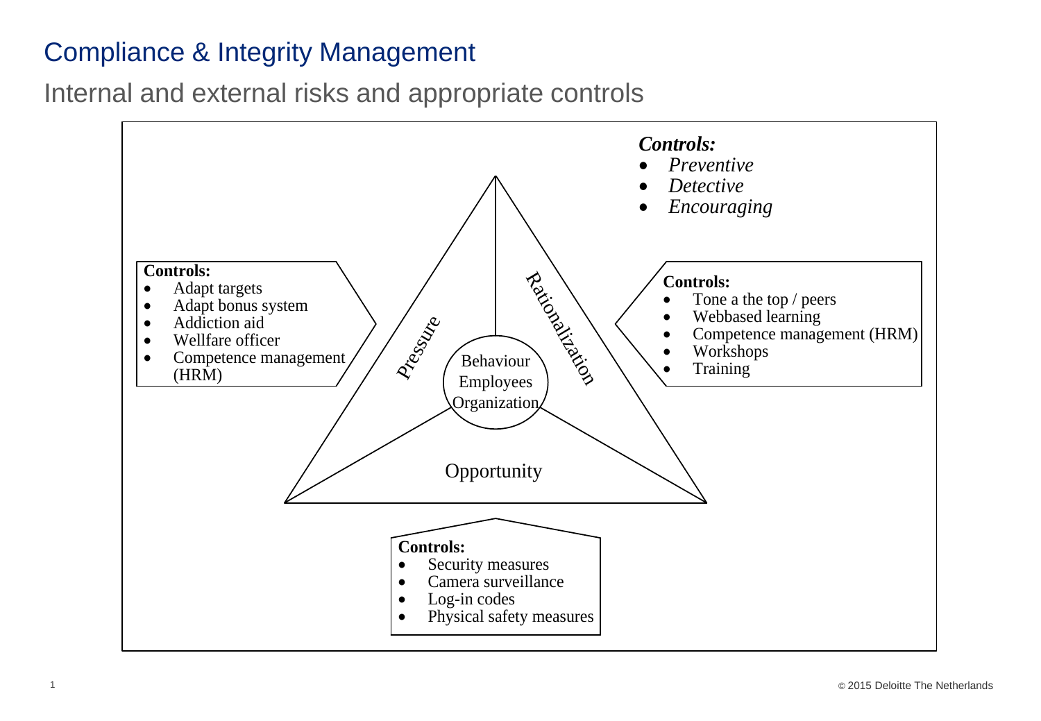# Compliance & Integrity Management

## Internal and external risks and appropriate controls

***Controls:***

- *Preventive*
- *Detective*
- *Encouraging*

**Controls:**

- Adapt targets
- Adapt bonus system
- Addiction aid
- Wellfare officer
- Competence management (HRM)

Pressure

Rationalization

Behaviour
Employees
Organization

Opportunity

**Controls:**

- Tone a the top / peers
- Webbased learning
- Competence management (HRM)
- Workshops
- Training

**Controls:**

- Security measures
- Camera surveillance
- Log-in codes
- Physical safety measures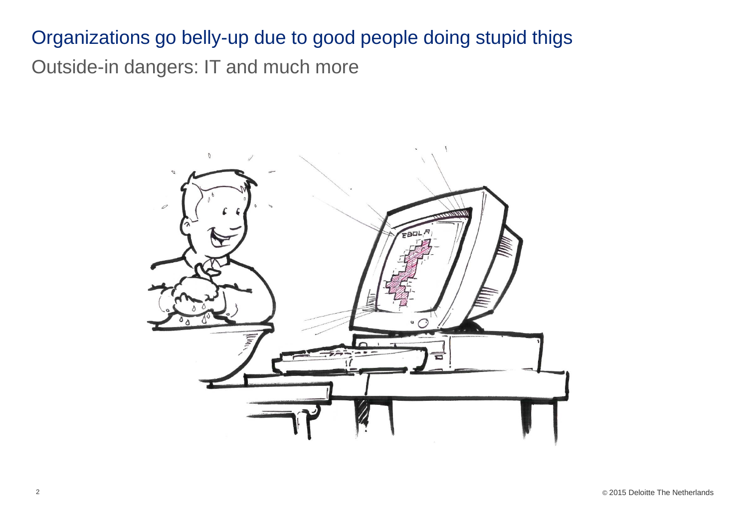# Organizations go belly-up due to good people doing stupid thigs

## Outside-in dangers: IT and much more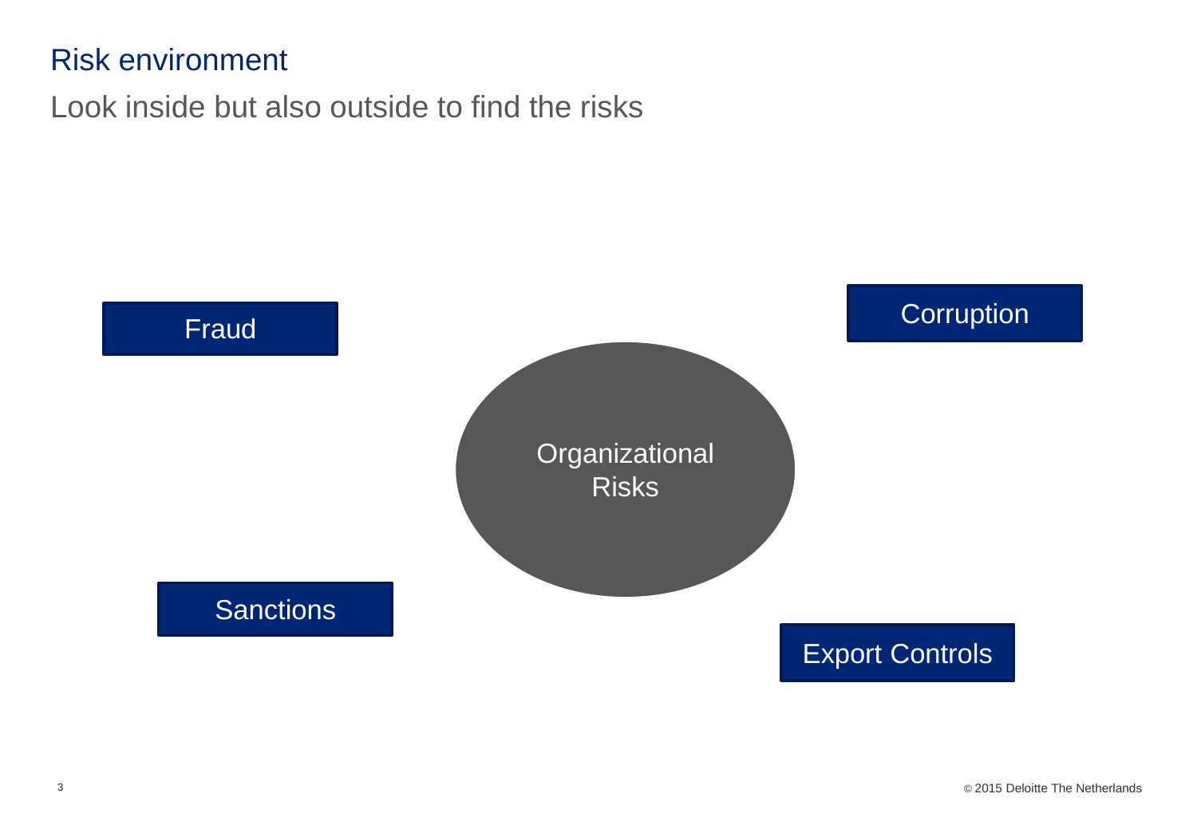# Risk environment

Look inside but also outside to find the risks

Fraud

Corruption

Organizational Risks

Sanctions

Export Controls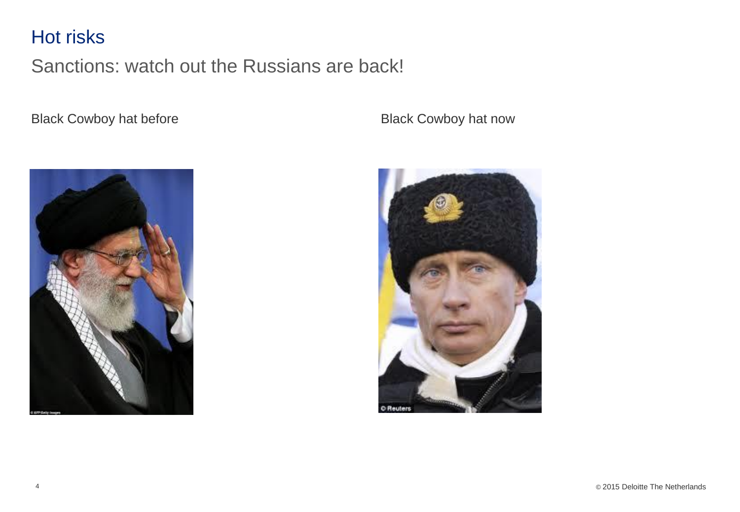# Hot risks

## Sanctions: watch out the Russians are back!

Black Cowboy hat before

Black Cowboy hat now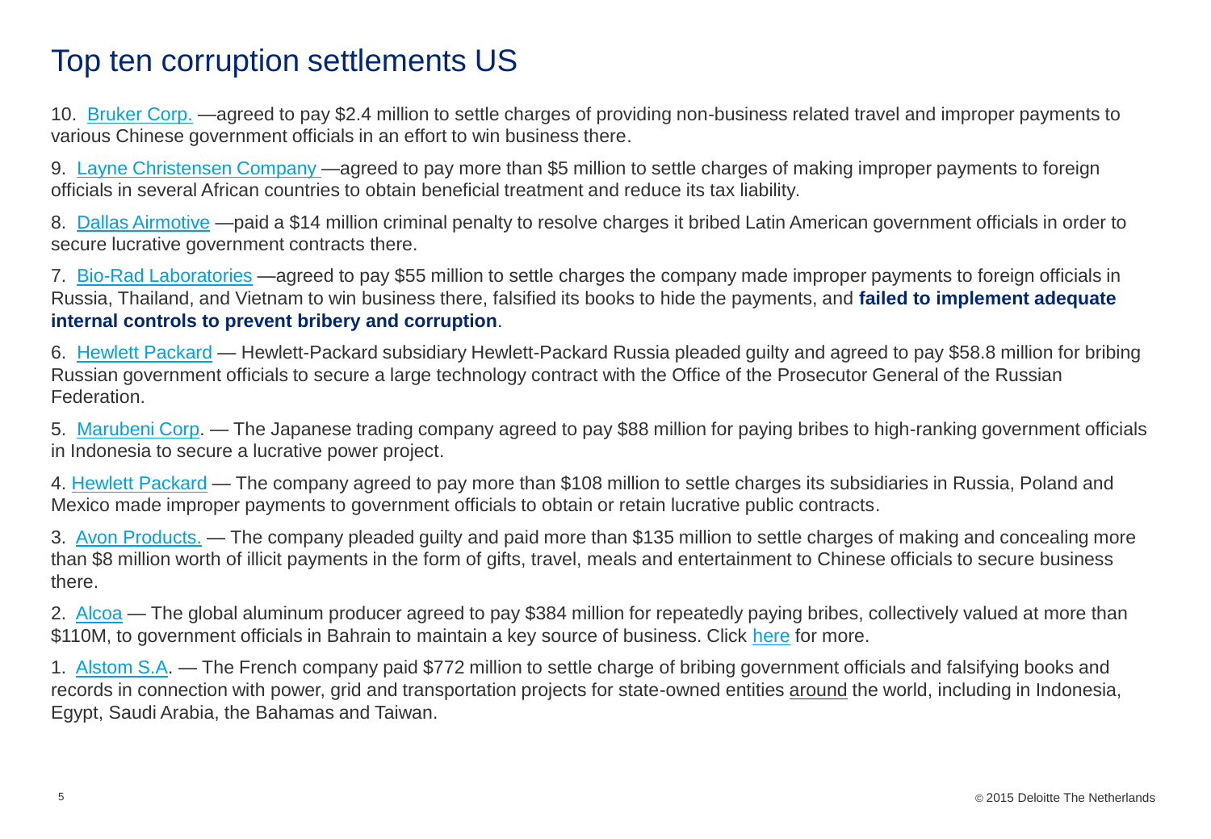# Top ten corruption settlements US

10. Bruker Corp. —agreed to pay $2.4 million to settle charges of providing non-business related travel and improper payments to various Chinese government officials in an effort to win business there.

9. Layne Christensen Company —agreed to pay more than $5 million to settle charges of making improper payments to foreign officials in several African countries to obtain beneficial treatment and reduce its tax liability.

8. Dallas Airmotive —paid a $14 million criminal penalty to resolve charges it bribed Latin American government officials in order to secure lucrative government contracts there.

7. Bio-Rad Laboratories —agreed to pay $55 million to settle charges the company made improper payments to foreign officials in Russia, Thailand, and Vietnam to win business there, falsified its books to hide the payments, and **failed to implement adequate internal controls to prevent bribery and corruption**.

6. Hewlett Packard — Hewlett-Packard subsidiary Hewlett-Packard Russia pleaded guilty and agreed to pay $58.8 million for bribing Russian government officials to secure a large technology contract with the Office of the Prosecutor General of the Russian Federation.

5. Marubeni Corp. — The Japanese trading company agreed to pay $88 million for paying bribes to high-ranking government officials in Indonesia to secure a lucrative power project.

4. Hewlett Packard — The company agreed to pay more than $108 million to settle charges its subsidiaries in Russia, Poland and Mexico made improper payments to government officials to obtain or retain lucrative public contracts.

3. Avon Products. — The company pleaded guilty and paid more than $135 million to settle charges of making and concealing more than $8 million worth of illicit payments in the form of gifts, travel, meals and entertainment to Chinese officials to secure business there.

2. Alcoa — The global aluminum producer agreed to pay $384 million for repeatedly paying bribes, collectively valued at more than $110M, to government officials in Bahrain to maintain a key source of business. Click here for more.

1. Alstom S.A. — The French company paid $772 million to settle charge of bribing government officials and falsifying books and records in connection with power, grid and transportation projects for state-owned entities around the world, including in Indonesia, Egypt, Saudi Arabia, the Bahamas and Taiwan.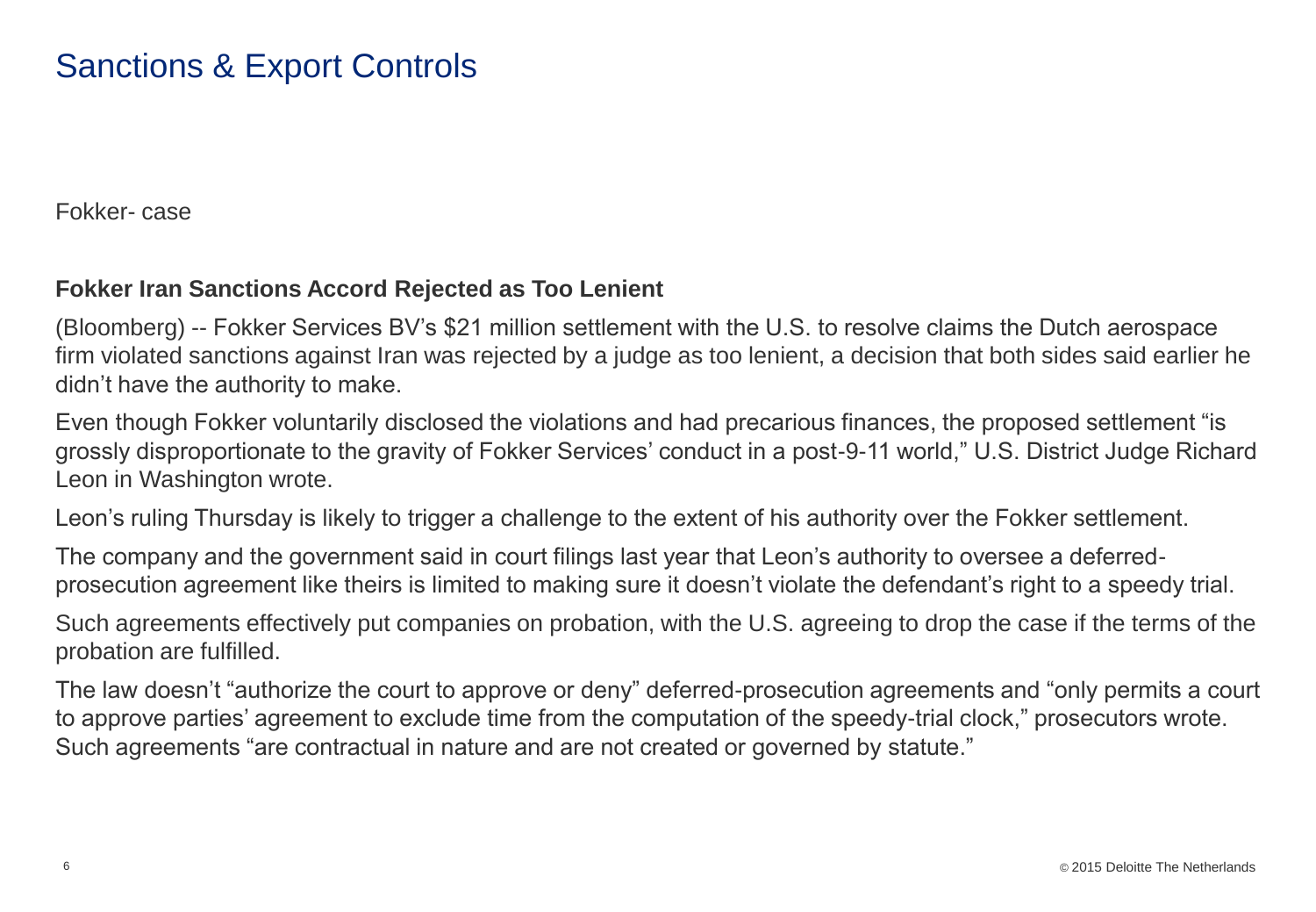# Sanctions & Export Controls

Fokker- case

**Fokker Iran Sanctions Accord Rejected as Too Lenient**

(Bloomberg) -- Fokker Services BV's $21 million settlement with the U.S. to resolve claims the Dutch aerospace firm violated sanctions against Iran was rejected by a judge as too lenient, a decision that both sides said earlier he didn't have the authority to make.

Even though Fokker voluntarily disclosed the violations and had precarious finances, the proposed settlement "is grossly disproportionate to the gravity of Fokker Services' conduct in a post-9-11 world," U.S. District Judge Richard Leon in Washington wrote.

Leon's ruling Thursday is likely to trigger a challenge to the extent of his authority over the Fokker settlement.

The company and the government said in court filings last year that Leon's authority to oversee a deferred-prosecution agreement like theirs is limited to making sure it doesn't violate the defendant's right to a speedy trial.

Such agreements effectively put companies on probation, with the U.S. agreeing to drop the case if the terms of the probation are fulfilled.

The law doesn't "authorize the court to approve or deny" deferred-prosecution agreements and "only permits a court to approve parties' agreement to exclude time from the computation of the speedy-trial clock," prosecutors wrote. Such agreements "are contractual in nature and are not created or governed by statute."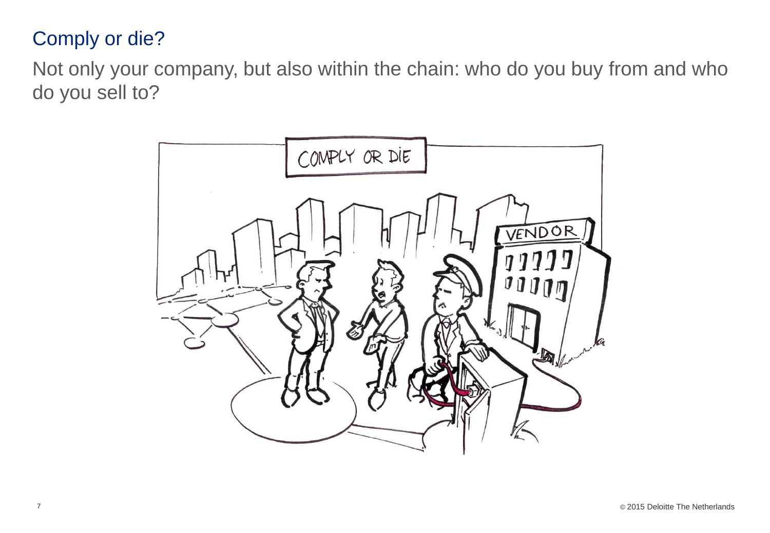# Comply or die?

Not only your company, but also within the chain: who do you buy from and who do you sell to?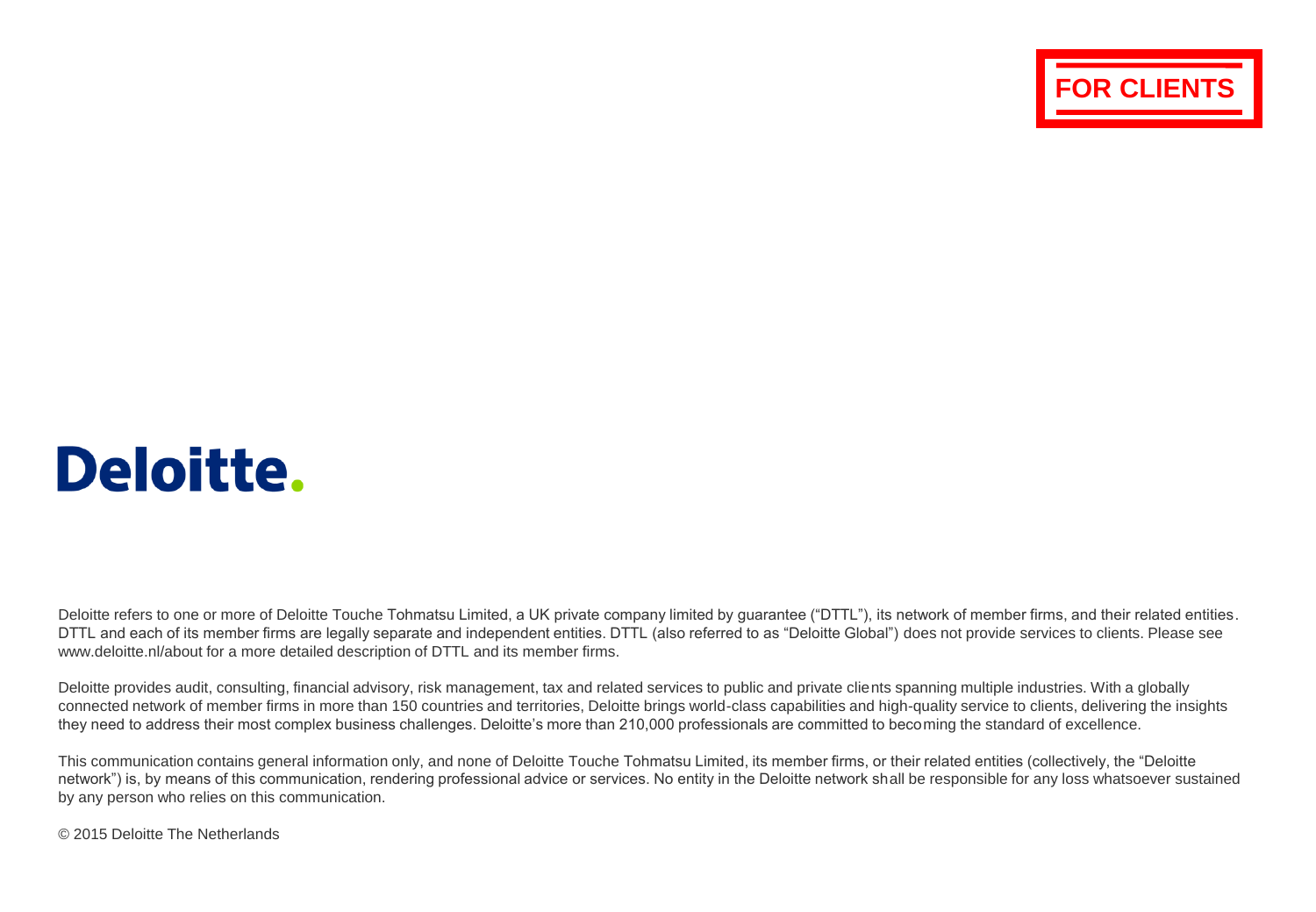FOR CLIENTS

Deloitte.

Deloitte refers to one or more of Deloitte Touche Tohmatsu Limited, a UK private company limited by guarantee ("DTTL"), its network of member firms, and their related entities. DTTL and each of its member firms are legally separate and independent entities. DTTL (also referred to as "Deloitte Global") does not provide services to clients. Please see www.deloitte.nl/about for a more detailed description of DTTL and its member firms.

Deloitte provides audit, consulting, financial advisory, risk management, tax and related services to public and private clients spanning multiple industries. With a globally connected network of member firms in more than 150 countries and territories, Deloitte brings world-class capabilities and high-quality service to clients, delivering the insights they need to address their most complex business challenges. Deloitte's more than 210,000 professionals are committed to becoming the standard of excellence.

This communication contains general information only, and none of Deloitte Touche Tohmatsu Limited, its member firms, or their related entities (collectively, the "Deloitte network") is, by means of this communication, rendering professional advice or services. No entity in the Deloitte network shall be responsible for any loss whatsoever sustained by any person who relies on this communication.

© 2015 Deloitte The Netherlands